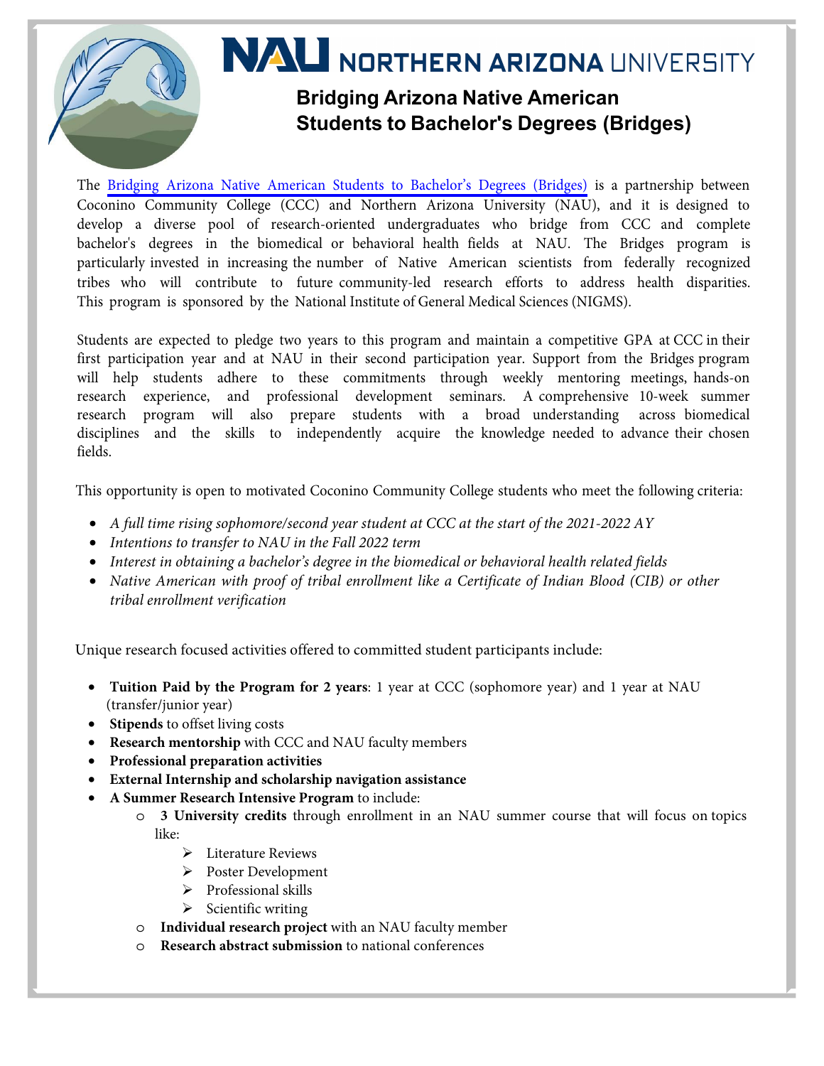# NAU NORTHERN ARIZONA UNIVERSITY

## Bridging Arizona Native American Students to Bachelor's Degrees (Bridges)

The Bridging Arizona Native American Students to Bachelor's Degrees (Bridges) is a partnership between Coconino Community College (CCC) and Northern Arizona University (NAU), and it is designed to develop a diverse pool of research-oriented undergraduates who bridge from CCC and complete bachelor's degrees in the biomedical or behavioral health fields at NAU. The Bridges program is particularly invested in increasing the number of Native American scientists from federally recognized tribes who will contribute to future community-led research efforts to address health disparities. This program is sponsored by the National Institute of General Medical Sciences (NIGMS).

Students are expected to pledge two years to this program and maintain a competitive GPA at CCC in their first participation year and at NAU in their second participation year. Support from the Bridges program will help students adhere to these commitments through weekly mentoring meetings, hands-on research experience, and professional development seminars. A comprehensive 10-week summer research program will also prepare students with a broad understanding across biomedical disciplines and the skills to independently acquire the knowledge needed to advance their chosen fields.

This opportunity is open to motivated Coconino Community College students who meet the following criteria:

- *A full time rising sophomore/second year student at CCC at the start of the 2021-2022 AY*
- *Intentions to transfer to NAU in the Fall 2022 term*
- *Interest in obtaining a bachelor's degree in the biomedical or behavioral health related fields*
- *Native American with proof of tribal enrollment like a Certificate of Indian Blood (CIB) or other tribal enrollment verification*

Unique research focused activities offered to committed student participants include:

- **Tuition Paid by the Program for 2 years**: 1 year at CCC (sophomore year) and 1 year at NAU (transfer/junior year)
- **Stipends** to offset living costs
- **Research mentorship** with CCC and NAU faculty members
- **Professional preparation activities**
- **External Internship and scholarship navigation assistance**
- **A Summer Research Intensive Program** to include:
  - **3 University credits** through enrollment in an NAU summer course that will focus on topics like:
    - Literature Reviews
    - Poster Development
    - Professional skills
    - Scientific writing
  - **Individual research project** with an NAU faculty member
  - **Research abstract submission** to national conferences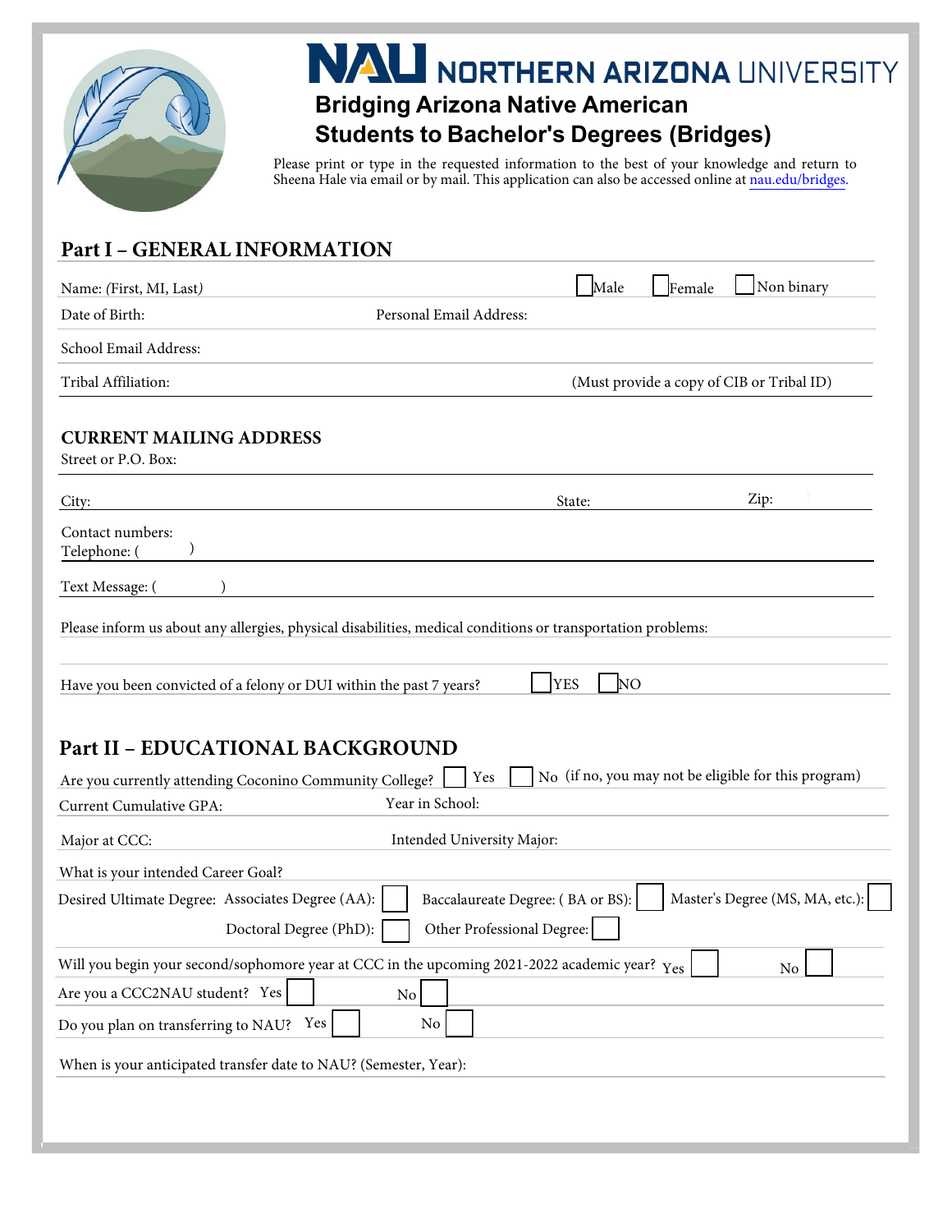# NAU NORTHERN ARIZONA UNIVERSITY

## Bridging Arizona Native American Students to Bachelor's Degrees (Bridges)

Please print or type in the requested information to the best of your knowledge and return to Sheena Hale via email or by mail. This application can also be accessed online at nau.edu/bridges.

## Part I – GENERAL INFORMATION

Name: *(First, MI, Last)* ☐ Male ☐ Female ☐ Non binary

Date of Birth: Personal Email Address:

School Email Address:

Tribal Affiliation: (Must provide a copy of CIB or Tribal ID)

### CURRENT MAILING ADDRESS

Street or P.O. Box:

City: State: Zip:

Contact numbers:

Telephone: ( )

Text Message: ( )

Please inform us about any allergies, physical disabilities, medical conditions or transportation problems:

Have you been convicted of a felony or DUI within the past 7 years? ☐ YES ☐ NO

## Part II – EDUCATIONAL BACKGROUND

Are you currently attending Coconino Community College? ☐ Yes ☐ No (if no, you may not be eligible for this program)

Current Cumulative GPA: Year in School:

Major at CCC: Intended University Major:

What is your intended Career Goal?

Desired Ultimate Degree: Associates Degree (AA): ☐ Baccalaureate Degree: ( BA or BS): ☐ Master's Degree (MS, MA, etc.): ☐

Doctoral Degree (PhD): ☐ Other Professional Degree: ☐

Will you begin your second/sophomore year at CCC in the upcoming 2021-2022 academic year? Yes ☐ No ☐

Are you a CCC2NAU student? Yes ☐ No ☐

Do you plan on transferring to NAU? Yes ☐ No ☐

When is your anticipated transfer date to NAU? (Semester, Year):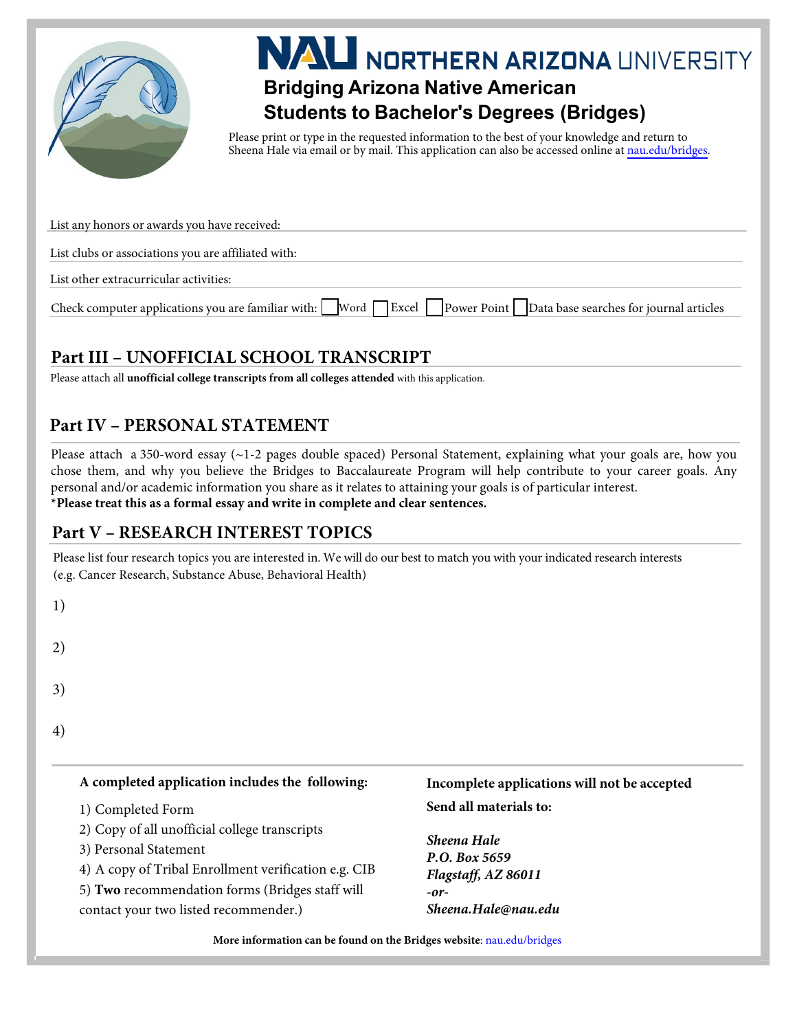# NAU NORTHERN ARIZONA UNIVERSITY

## Bridging Arizona Native American Students to Bachelor's Degrees (Bridges)

Please print or type in the requested information to the best of your knowledge and return to Sheena Hale via email or by mail. This application can also be accessed online at nau.edu/bridges.

List any honors or awards you have received:

List clubs or associations you are affiliated with:

List other extracurricular activities:

Check computer applications you are familiar with: ☐ Word ☐ Excel ☐ Power Point ☐ Data base searches for journal articles

## Part III – UNOFFICIAL SCHOOL TRANSCRIPT

Please attach all **unofficial college transcripts from all colleges attended** with this application.

## Part IV – PERSONAL STATEMENT

Please attach a 350-word essay (~1-2 pages double spaced) Personal Statement, explaining what your goals are, how you chose them, and why you believe the Bridges to Baccalaureate Program will help contribute to your career goals. Any personal and/or academic information you share as it relates to attaining your goals is of particular interest.
***Please treat this as a formal essay and write in complete and clear sentences.**

## Part V – RESEARCH INTEREST TOPICS

Please list four research topics you are interested in. We will do our best to match you with your indicated research interests (e.g. Cancer Research, Substance Abuse, Behavioral Health)

1)

2)

3)

4)

**A completed application includes the following:**

1) Completed Form
2) Copy of all unofficial college transcripts
3) Personal Statement
4) A copy of Tribal Enrollment verification e.g. CIB
5) **Two** recommendation forms (Bridges staff will contact your two listed recommender.)

**Incomplete applications will not be accepted**

**Send all materials to:**

***Sheena Hale***
***P.O. Box 5659***
***Flagstaff, AZ 86011***
***-or-***
***Sheena.Hale@nau.edu***

**More information can be found on the Bridges website**: nau.edu/bridges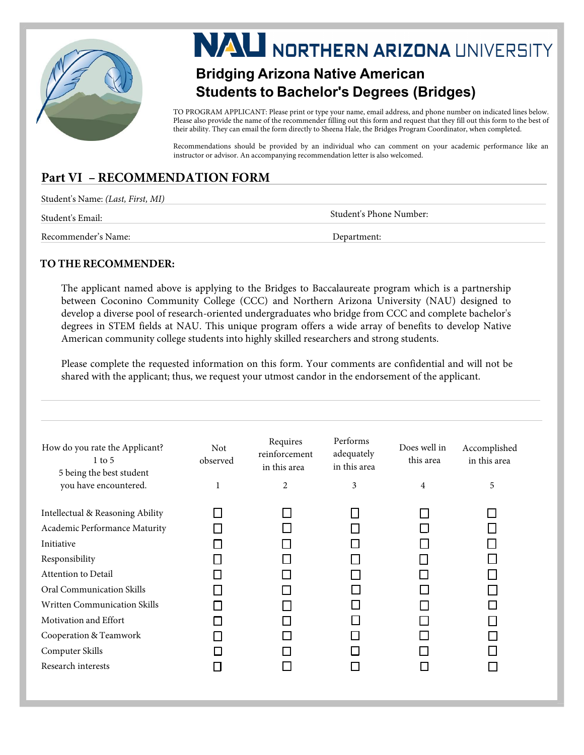**NAU** NORTHERN ARIZONA UNIVERSITY

## Bridging Arizona Native American Students to Bachelor's Degrees (Bridges)

TO PROGRAM APPLICANT: Please print or type your name, email address, and phone number on indicated lines below. Please also provide the name of the recommender filling out this form and request that they fill out this form to the best of their ability. They can email the form directly to Sheena Hale, the Bridges Program Coordinator, when completed.

Recommendations should be provided by an individual who can comment on your academic performance like an instructor or advisor. An accompanying recommendation letter is also welcomed.

## Part VI – RECOMMENDATION FORM

Student's Name: *(Last, First, MI)*

Student's Email: Student's Phone Number:

Recommender's Name: Department:

### TO THE RECOMMENDER:

The applicant named above is applying to the Bridges to Baccalaureate program which is a partnership between Coconino Community College (CCC) and Northern Arizona University (NAU) designed to develop a diverse pool of research-oriented undergraduates who bridge from CCC and complete bachelor's degrees in STEM fields at NAU. This unique program offers a wide array of benefits to develop Native American community college students into highly skilled researchers and strong students.

Please complete the requested information on this form. Your comments are confidential and will not be shared with the applicant; thus, we request your utmost candor in the endorsement of the applicant.

| How do you rate the Applicant? 1 to 5 5 being the best student you have encountered. | Not observed 1 | Requires reinforcement in this area 2 | Performs adequately in this area 3 | Does well in this area 4 | Accomplished in this area 5 |
|---|---|---|---|---|---|
| Intellectual & Reasoning Ability | ☐ | ☐ | ☐ | ☐ | ☐ |
| Academic Performance Maturity | ☐ | ☐ | ☐ | ☐ | ☐ |
| Initiative | ☐ | ☐ | ☐ | ☐ | ☐ |
| Responsibility | ☐ | ☐ | ☐ | ☐ | ☐ |
| Attention to Detail | ☐ | ☐ | ☐ | ☐ | ☐ |
| Oral Communication Skills | ☐ | ☐ | ☐ | ☐ | ☐ |
| Written Communication Skills | ☐ | ☐ | ☐ | ☐ | ☐ |
| Motivation and Effort | ☐ | ☐ | ☐ | ☐ | ☐ |
| Cooperation & Teamwork | ☐ | ☐ | ☐ | ☐ | ☐ |
| Computer Skills | ☐ | ☐ | ☐ | ☐ | ☐ |
| Research interests | ☐ | ☐ | ☐ | ☐ | ☐ |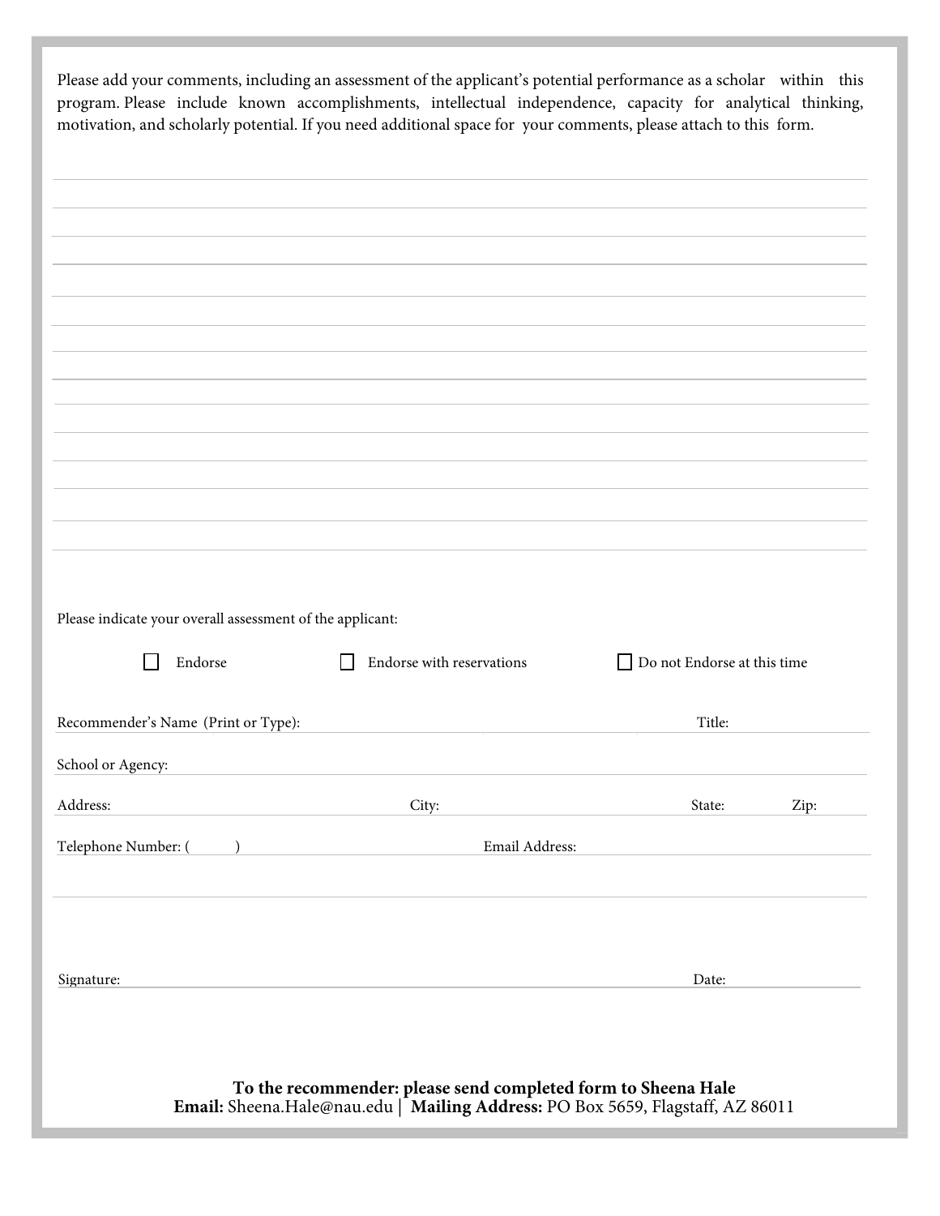Please add your comments, including an assessment of the applicant's potential performance as a scholar within this program. Please include known accomplishments, intellectual independence, capacity for analytical thinking, motivation, and scholarly potential. If you need additional space for your comments, please attach to this form.

Please indicate your overall assessment of the applicant:

☐ Endorse ☐ Endorse with reservations ☐ Do not Endorse at this time

Recommender's Name (Print or Type): Title:

School or Agency:

Address: City: State: Zip:

Telephone Number: ( )  Email Address:

Signature: Date:

**To the recommender: please send completed form to Sheena Hale**
**Email:** Sheena.Hale@nau.edu | **Mailing Address:** PO Box 5659, Flagstaff, AZ 86011